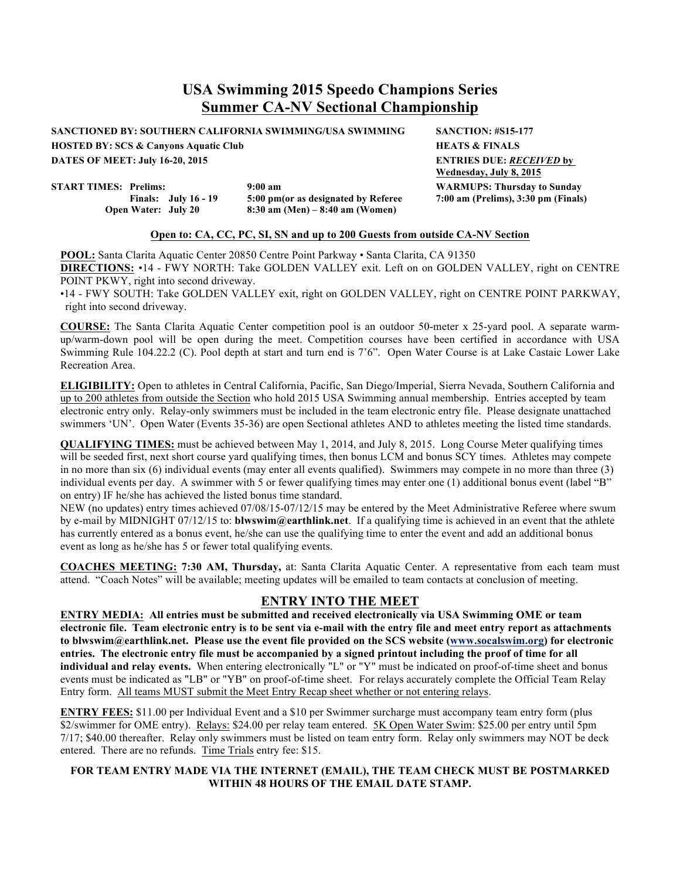# USA Swimming 2015 Speedo Champions Series
## Summer CA-NV Sectional Championship

**SANCTIONED BY: SOUTHERN CALIFORNIA SWIMMING/USA SWIMMING** **SANCTION: #S15-177**

**HOSTED BY: SCS & Canyons Aquatic Club** **HEATS & FINALS**

**DATES OF MEET: July 16-20, 2015** **ENTRIES DUE: *RECEIVED* by Wednesday, July 8, 2015**

**START TIMES: Prelims: 9:00 am**
**Finals: July 16 - 19 5:00 pm(or as designated by Referee**
**Open Water: July 20 8:30 am (Men) – 8:40 am (Women)**

**WARMUPS: Thursday to Sunday**
**7:00 am (Prelims), 3:30 pm (Finals)**

**Open to: CA, CC, PC, SI, SN and up to 200 Guests from outside CA-NV Section**

**POOL:** Santa Clarita Aquatic Center 20850 Centre Point Parkway • Santa Clarita, CA 91350

**DIRECTIONS:** •14 - FWY NORTH: Take GOLDEN VALLEY exit. Left on on GOLDEN VALLEY, right on CENTRE POINT PKWY, right into second driveway.

•14 - FWY SOUTH: Take GOLDEN VALLEY exit, right on GOLDEN VALLEY, right on CENTRE POINT PARKWAY, right into second driveway.

**COURSE:** The Santa Clarita Aquatic Center competition pool is an outdoor 50-meter x 25-yard pool. A separate warm-up/warm-down pool will be open during the meet. Competition courses have been certified in accordance with USA Swimming Rule 104.22.2 (C). Pool depth at start and turn end is 7'6". Open Water Course is at Lake Castaic Lower Lake Recreation Area.

**ELIGIBILITY:** Open to athletes in Central California, Pacific, San Diego/Imperial, Sierra Nevada, Southern California and up to 200 athletes from outside the Section who hold 2015 USA Swimming annual membership. Entries accepted by team electronic entry only. Relay-only swimmers must be included in the team electronic entry file. Please designate unattached swimmers 'UN'. Open Water (Events 35-36) are open Sectional athletes AND to athletes meeting the listed time standards.

**QUALIFYING TIMES:** must be achieved between May 1, 2014, and July 8, 2015. Long Course Meter qualifying times will be seeded first, next short course yard qualifying times, then bonus LCM and bonus SCY times. Athletes may compete in no more than six (6) individual events (may enter all events qualified). Swimmers may compete in no more than three (3) individual events per day. A swimmer with 5 or fewer qualifying times may enter one (1) additional bonus event (label "B" on entry) IF he/she has achieved the listed bonus time standard.

NEW (no updates) entry times achieved 07/08/15-07/12/15 may be entered by the Meet Administrative Referee where swum by e-mail by MIDNIGHT 07/12/15 to: **blwswim@earthlink.net**. If a qualifying time is achieved in an event that the athlete has currently entered as a bonus event, he/she can use the qualifying time to enter the event and add an additional bonus event as long as he/she has 5 or fewer total qualifying events.

**COACHES MEETING: 7:30 AM, Thursday,** at: Santa Clarita Aquatic Center. A representative from each team must attend. "Coach Notes" will be available; meeting updates will be emailed to team contacts at conclusion of meeting.

## ENTRY INTO THE MEET

**ENTRY MEDIA: All entries must be submitted and received electronically via USA Swimming OME or team electronic file. Team electronic entry is to be sent via e-mail with the entry file and meet entry report as attachments to blwswim@earthlink.net. Please use the event file provided on the SCS website (www.socalswim.org) for electronic entries. The electronic entry file must be accompanied by a signed printout including the proof of time for all individual and relay events.** When entering electronically "L" or "Y" must be indicated on proof-of-time sheet and bonus events must be indicated as "LB" or "YB" on proof-of-time sheet. For relays accurately complete the Official Team Relay Entry form. All teams MUST submit the Meet Entry Recap sheet whether or not entering relays.

**ENTRY FEES:** $11.00 per Individual Event and a $10 per Swimmer surcharge must accompany team entry form (plus $2/swimmer for OME entry). Relays: $24.00 per relay team entered. 5K Open Water Swim: $25.00 per entry until 5pm 7/17; $40.00 thereafter. Relay only swimmers must be listed on team entry form. Relay only swimmers may NOT be deck entered. There are no refunds. Time Trials entry fee: $15.

**FOR TEAM ENTRY MADE VIA THE INTERNET (EMAIL), THE TEAM CHECK MUST BE POSTMARKED WITHIN 48 HOURS OF THE EMAIL DATE STAMP.**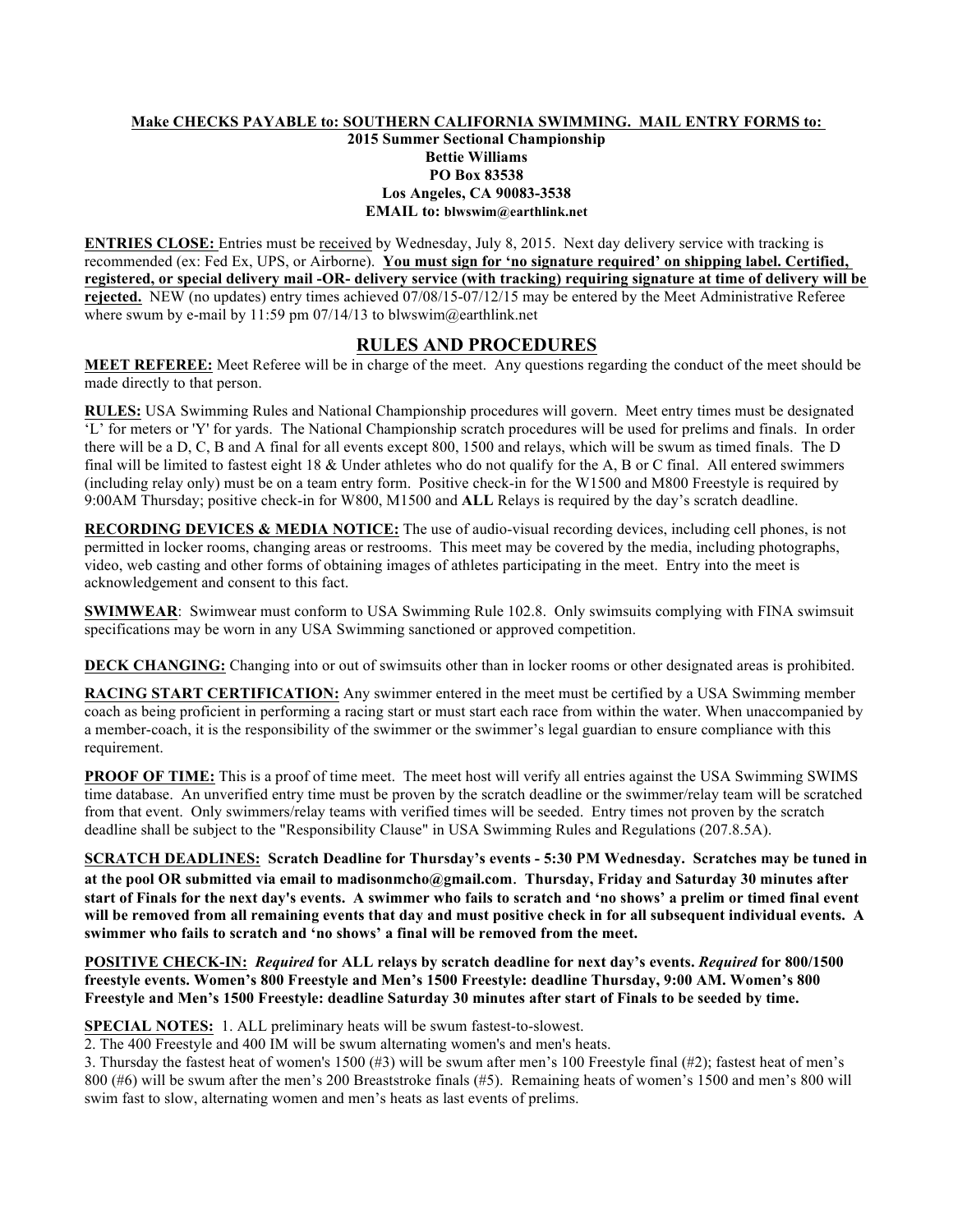**Make CHECKS PAYABLE to: SOUTHERN CALIFORNIA SWIMMING. MAIL ENTRY FORMS to:**

**2015 Summer Sectional Championship**
**Bettie Williams**
**PO Box 83538**
**Los Angeles, CA 90083-3538**
**EMAIL to: blwswim@earthlink.net**

**ENTRIES CLOSE:** Entries must be received by Wednesday, July 8, 2015. Next day delivery service with tracking is recommended (ex: Fed Ex, UPS, or Airborne). **You must sign for 'no signature required' on shipping label. Certified, registered, or special delivery mail -OR- delivery service (with tracking) requiring signature at time of delivery will be rejected.** NEW (no updates) entry times achieved 07/08/15-07/12/15 may be entered by the Meet Administrative Referee where swum by e-mail by 11:59 pm 07/14/13 to blwswim@earthlink.net

## RULES AND PROCEDURES

**MEET REFEREE:** Meet Referee will be in charge of the meet. Any questions regarding the conduct of the meet should be made directly to that person.

**RULES:** USA Swimming Rules and National Championship procedures will govern. Meet entry times must be designated 'L' for meters or 'Y' for yards. The National Championship scratch procedures will be used for prelims and finals. In order there will be a D, C, B and A final for all events except 800, 1500 and relays, which will be swum as timed finals. The D final will be limited to fastest eight 18 & Under athletes who do not qualify for the A, B or C final. All entered swimmers (including relay only) must be on a team entry form. Positive check-in for the W1500 and M800 Freestyle is required by 9:00AM Thursday; positive check-in for W800, M1500 and **ALL** Relays is required by the day's scratch deadline.

**RECORDING DEVICES & MEDIA NOTICE:** The use of audio-visual recording devices, including cell phones, is not permitted in locker rooms, changing areas or restrooms. This meet may be covered by the media, including photographs, video, web casting and other forms of obtaining images of athletes participating in the meet. Entry into the meet is acknowledgement and consent to this fact.

**SWIMWEAR**: Swimwear must conform to USA Swimming Rule 102.8. Only swimsuits complying with FINA swimsuit specifications may be worn in any USA Swimming sanctioned or approved competition.

**DECK CHANGING:** Changing into or out of swimsuits other than in locker rooms or other designated areas is prohibited.

**RACING START CERTIFICATION:** Any swimmer entered in the meet must be certified by a USA Swimming member coach as being proficient in performing a racing start or must start each race from within the water. When unaccompanied by a member-coach, it is the responsibility of the swimmer or the swimmer's legal guardian to ensure compliance with this requirement.

**PROOF OF TIME:** This is a proof of time meet. The meet host will verify all entries against the USA Swimming SWIMS time database. An unverified entry time must be proven by the scratch deadline or the swimmer/relay team will be scratched from that event. Only swimmers/relay teams with verified times will be seeded. Entry times not proven by the scratch deadline shall be subject to the "Responsibility Clause" in USA Swimming Rules and Regulations (207.8.5A).

**SCRATCH DEADLINES: Scratch Deadline for Thursday's events - 5:30 PM Wednesday. Scratches may be tuned in at the pool OR submitted via email to madisonmcho@gmail.com. Thursday, Friday and Saturday 30 minutes after start of Finals for the next day's events. A swimmer who fails to scratch and 'no shows' a prelim or timed final event will be removed from all remaining events that day and must positive check in for all subsequent individual events. A swimmer who fails to scratch and 'no shows' a final will be removed from the meet.**

**POSITIVE CHECK-IN:** ***Required*** **for ALL relays by scratch deadline for next day's events.** ***Required*** **for 800/1500 freestyle events. Women's 800 Freestyle and Men's 1500 Freestyle: deadline Thursday, 9:00 AM. Women's 800 Freestyle and Men's 1500 Freestyle: deadline Saturday 30 minutes after start of Finals to be seeded by time.**

**SPECIAL NOTES:** 1. ALL preliminary heats will be swum fastest-to-slowest.

2. The 400 Freestyle and 400 IM will be swum alternating women's and men's heats.

3. Thursday the fastest heat of women's 1500 (#3) will be swum after men's 100 Freestyle final (#2); fastest heat of men's 800 (#6) will be swum after the men's 200 Breaststroke finals (#5). Remaining heats of women's 1500 and men's 800 will swim fast to slow, alternating women and men's heats as last events of prelims.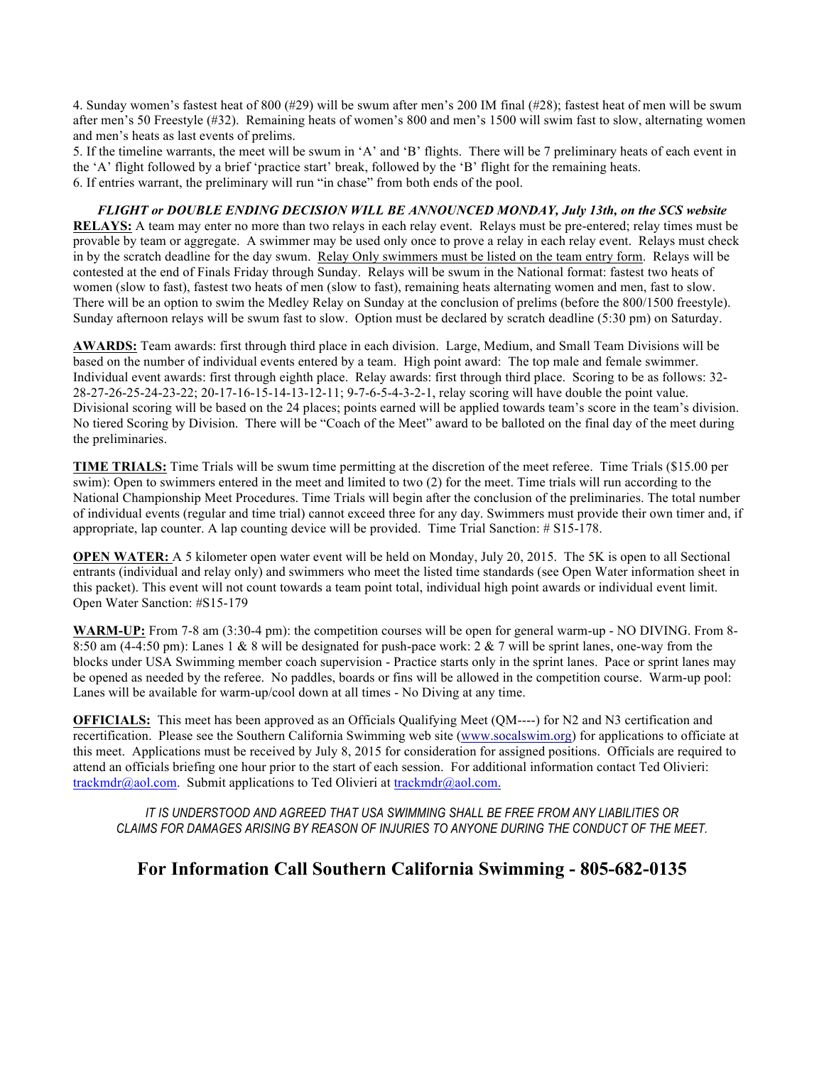4. Sunday women's fastest heat of 800 (#29) will be swum after men's 200 IM final (#28); fastest heat of men will be swum after men's 50 Freestyle (#32). Remaining heats of women's 800 and men's 1500 will swim fast to slow, alternating women and men's heats as last events of prelims.
5. If the timeline warrants, the meet will be swum in 'A' and 'B' flights. There will be 7 preliminary heats of each event in the 'A' flight followed by a brief 'practice start' break, followed by the 'B' flight for the remaining heats.
6. If entries warrant, the preliminary will run "in chase" from both ends of the pool.

***FLIGHT or DOUBLE ENDING DECISION WILL BE ANNOUNCED MONDAY, July 13th, on the SCS website***

**RELAYS:** A team may enter no more than two relays in each relay event. Relays must be pre-entered; relay times must be provable by team or aggregate. A swimmer may be used only once to prove a relay in each relay event. Relays must check in by the scratch deadline for the day swum. <u>Relay Only swimmers must be listed on the team entry form</u>. Relays will be contested at the end of Finals Friday through Sunday. Relays will be swum in the National format: fastest two heats of women (slow to fast), fastest two heats of men (slow to fast), remaining heats alternating women and men, fast to slow. There will be an option to swim the Medley Relay on Sunday at the conclusion of prelims (before the 800/1500 freestyle). Sunday afternoon relays will be swum fast to slow. Option must be declared by scratch deadline (5:30 pm) on Saturday.

**AWARDS:** Team awards: first through third place in each division. Large, Medium, and Small Team Divisions will be based on the number of individual events entered by a team. High point award: The top male and female swimmer. Individual event awards: first through eighth place. Relay awards: first through third place. Scoring to be as follows: 32-28-27-26-25-24-23-22; 20-17-16-15-14-13-12-11; 9-7-6-5-4-3-2-1, relay scoring will have double the point value. Divisional scoring will be based on the 24 places; points earned will be applied towards team's score in the team's division. No tiered Scoring by Division. There will be "Coach of the Meet" award to be balloted on the final day of the meet during the preliminaries.

**TIME TRIALS:** Time Trials will be swum time permitting at the discretion of the meet referee. Time Trials ($15.00 per swim): Open to swimmers entered in the meet and limited to two (2) for the meet. Time trials will run according to the National Championship Meet Procedures. Time Trials will begin after the conclusion of the preliminaries. The total number of individual events (regular and time trial) cannot exceed three for any day. Swimmers must provide their own timer and, if appropriate, lap counter. A lap counting device will be provided. Time Trial Sanction: # S15-178.

**OPEN WATER:** A 5 kilometer open water event will be held on Monday, July 20, 2015. The 5K is open to all Sectional entrants (individual and relay only) and swimmers who meet the listed time standards (see Open Water information sheet in this packet). This event will not count towards a team point total, individual high point awards or individual event limit. Open Water Sanction: #S15-179

**WARM-UP:** From 7-8 am (3:30-4 pm): the competition courses will be open for general warm-up - NO DIVING. From 8-8:50 am (4-4:50 pm): Lanes 1 & 8 will be designated for push-pace work: 2 & 7 will be sprint lanes, one-way from the blocks under USA Swimming member coach supervision - Practice starts only in the sprint lanes. Pace or sprint lanes may be opened as needed by the referee. No paddles, boards or fins will be allowed in the competition course. Warm-up pool: Lanes will be available for warm-up/cool down at all times - No Diving at any time.

**OFFICIALS:** This meet has been approved as an Officials Qualifying Meet (QM----) for N2 and N3 certification and recertification. Please see the Southern California Swimming web site (www.socalswim.org) for applications to officiate at this meet. Applications must be received by July 8, 2015 for consideration for assigned positions. Officials are required to attend an officials briefing one hour prior to the start of each session. For additional information contact Ted Olivieri: trackmdr@aol.com. Submit applications to Ted Olivieri at trackmdr@aol.com.

*IT IS UNDERSTOOD AND AGREED THAT USA SWIMMING SHALL BE FREE FROM ANY LIABILITIES OR CLAIMS FOR DAMAGES ARISING BY REASON OF INJURIES TO ANYONE DURING THE CONDUCT OF THE MEET.*

## For Information Call Southern California Swimming - 805-682-0135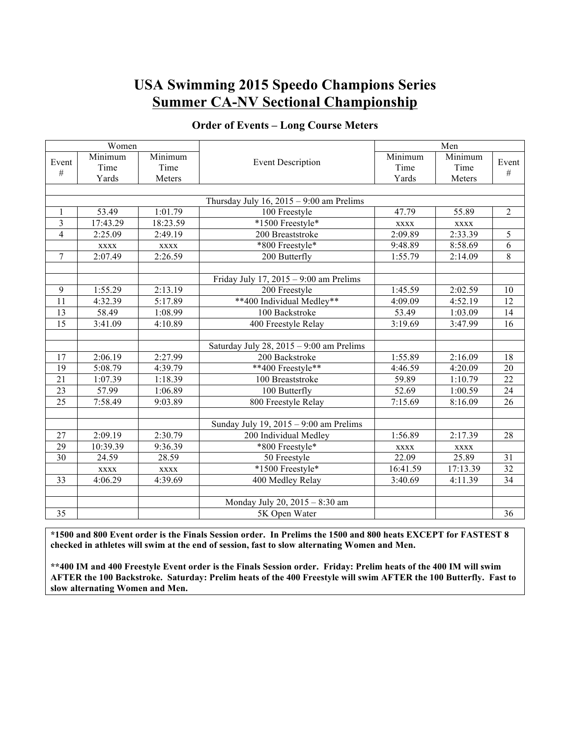# USA Swimming 2015 Speedo Champions Series
## Summer CA-NV Sectional Championship

### Order of Events – Long Course Meters

| Women | | | | Men | | |
|---|---|---|---|---|---|---|
| Event # | Minimum Time Yards | Minimum Time Meters | Event Description | Minimum Time Yards | Minimum Time Meters | Event # |
| | | | | | | |
| | | | Thursday July 16, 2015 – 9:00 am Prelims | | | |
| 1 | 53.49 | 1:01.79 | 100 Freestyle | 47.79 | 55.89 | 2 |
| 3 | 17:43.29 | 18:23.59 | *1500 Freestyle* | xxxx | xxxx | |
| 4 | 2:25.09 | 2:49.19 | 200 Breaststroke | 2:09.89 | 2:33.39 | 5 |
| | xxxx | xxxx | *800 Freestyle* | 9:48.89 | 8:58.69 | 6 |
| 7 | 2:07.49 | 2:26.59 | 200 Butterfly | 1:55.79 | 2:14.09 | 8 |
| | | | | | | |
| | | | Friday July 17, 2015 – 9:00 am Prelims | | | |
| 9 | 1:55.29 | 2:13.19 | 200 Freestyle | 1:45.59 | 2:02.59 | 10 |
| 11 | 4:32.39 | 5:17.89 | **400 Individual Medley** | 4:09.09 | 4:52.19 | 12 |
| 13 | 58.49 | 1:08.99 | 100 Backstroke | 53.49 | 1:03.09 | 14 |
| 15 | 3:41.09 | 4:10.89 | 400 Freestyle Relay | 3:19.69 | 3:47.99 | 16 |
| | | | | | | |
| | | | Saturday July 28, 2015 – 9:00 am Prelims | | | |
| 17 | 2:06.19 | 2:27.99 | 200 Backstroke | 1:55.89 | 2:16.09 | 18 |
| 19 | 5:08.79 | 4:39.79 | **400 Freestyle** | 4:46.59 | 4:20.09 | 20 |
| 21 | 1:07.39 | 1:18.39 | 100 Breaststroke | 59.89 | 1:10.79 | 22 |
| 23 | 57.99 | 1:06.89 | 100 Butterfly | 52.69 | 1:00.59 | 24 |
| 25 | 7:58.49 | 9:03.89 | 800 Freestyle Relay | 7:15.69 | 8:16.09 | 26 |
| | | | | | | |
| | | | Sunday July 19, 2015 – 9:00 am Prelims | | | |
| 27 | 2:09.19 | 2:30.79 | 200 Individual Medley | 1:56.89 | 2:17.39 | 28 |
| 29 | 10:39.39 | 9:36.39 | *800 Freestyle* | xxxx | xxxx | |
| 30 | 24.59 | 28.59 | 50 Freestyle | 22.09 | 25.89 | 31 |
| | xxxx | xxxx | *1500 Freestyle* | 16:41.59 | 17:13.39 | 32 |
| 33 | 4:06.29 | 4:39.69 | 400 Medley Relay | 3:40.69 | 4:11.39 | 34 |
| | | | | | | |
| | | | Monday July 20, 2015 – 8:30 am | | | |
| 35 | | | 5K Open Water | | | 36 |

**\*1500 and 800 Event order is the Finals Session order. In Prelims the 1500 and 800 heats EXCEPT for FASTEST 8 checked in athletes will swim at the end of session, fast to slow alternating Women and Men.**

**\*\*400 IM and 400 Freestyle Event order is the Finals Session order. Friday: Prelim heats of the 400 IM will swim AFTER the 100 Backstroke. Saturday: Prelim heats of the 400 Freestyle will swim AFTER the 100 Butterfly. Fast to slow alternating Women and Men.**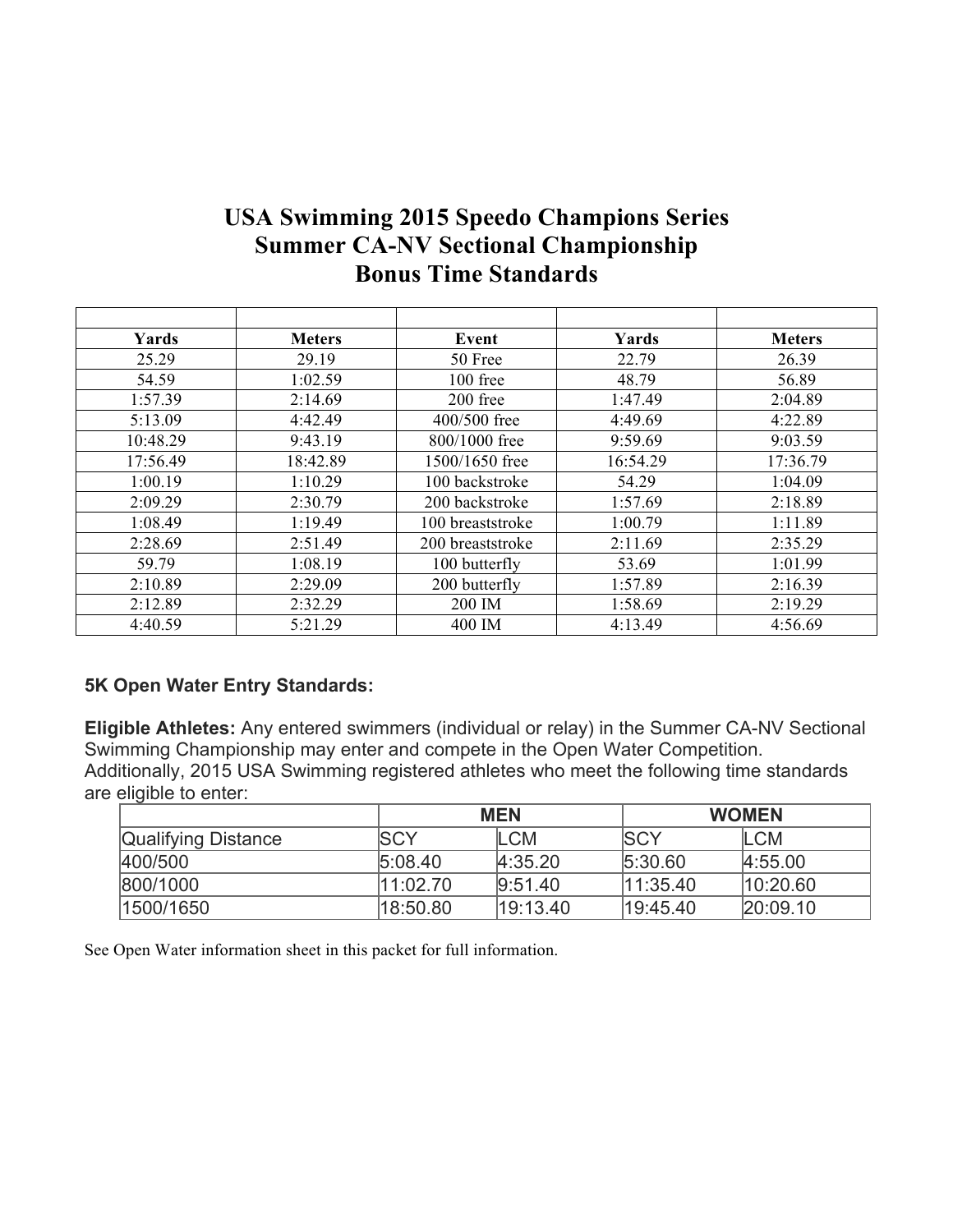# USA Swimming 2015 Speedo Champions Series
# Summer CA-NV Sectional Championship
# Bonus Time Standards

| | | | | |
|---|---|---|---|---|
| **Yards** | **Meters** | **Event** | **Yards** | **Meters** |
| 25.29 | 29.19 | 50 Free | 22.79 | 26.39 |
| 54.59 | 1:02.59 | 100 free | 48.79 | 56.89 |
| 1:57.39 | 2:14.69 | 200 free | 1:47.49 | 2:04.89 |
| 5:13.09 | 4:42.49 | 400/500 free | 4:49.69 | 4:22.89 |
| 10:48.29 | 9:43.19 | 800/1000 free | 9:59.69 | 9:03.59 |
| 17:56.49 | 18:42.89 | 1500/1650 free | 16:54.29 | 17:36.79 |
| 1:00.19 | 1:10.29 | 100 backstroke | 54.29 | 1:04.09 |
| 2:09.29 | 2:30.79 | 200 backstroke | 1:57.69 | 2:18.89 |
| 1:08.49 | 1:19.49 | 100 breaststroke | 1:00.79 | 1:11.89 |
| 2:28.69 | 2:51.49 | 200 breaststroke | 2:11.69 | 2:35.29 |
| 59.79 | 1:08.19 | 100 butterfly | 53.69 | 1:01.99 |
| 2:10.89 | 2:29.09 | 200 butterfly | 1:57.89 | 2:16.39 |
| 2:12.89 | 2:32.29 | 200 IM | 1:58.69 | 2:19.29 |
| 4:40.59 | 5:21.29 | 400 IM | 4:13.49 | 4:56.69 |

**5K Open Water Entry Standards:**

**Eligible Athletes:** Any entered swimmers (individual or relay) in the Summer CA-NV Sectional Swimming Championship may enter and compete in the Open Water Competition. Additionally, 2015 USA Swimming registered athletes who meet the following time standards are eligible to enter:

| | **MEN** | | **WOMEN** | |
|---|---|---|---|---|
| Qualifying Distance | SCY | LCM | SCY | LCM |
| 400/500 | 5:08.40 | 4:35.20 | 5:30.60 | 4:55.00 |
| 800/1000 | 11:02.70 | 9:51.40 | 11:35.40 | 10:20.60 |
| 1500/1650 | 18:50.80 | 19:13.40 | 19:45.40 | 20:09.10 |

See Open Water information sheet in this packet for full information.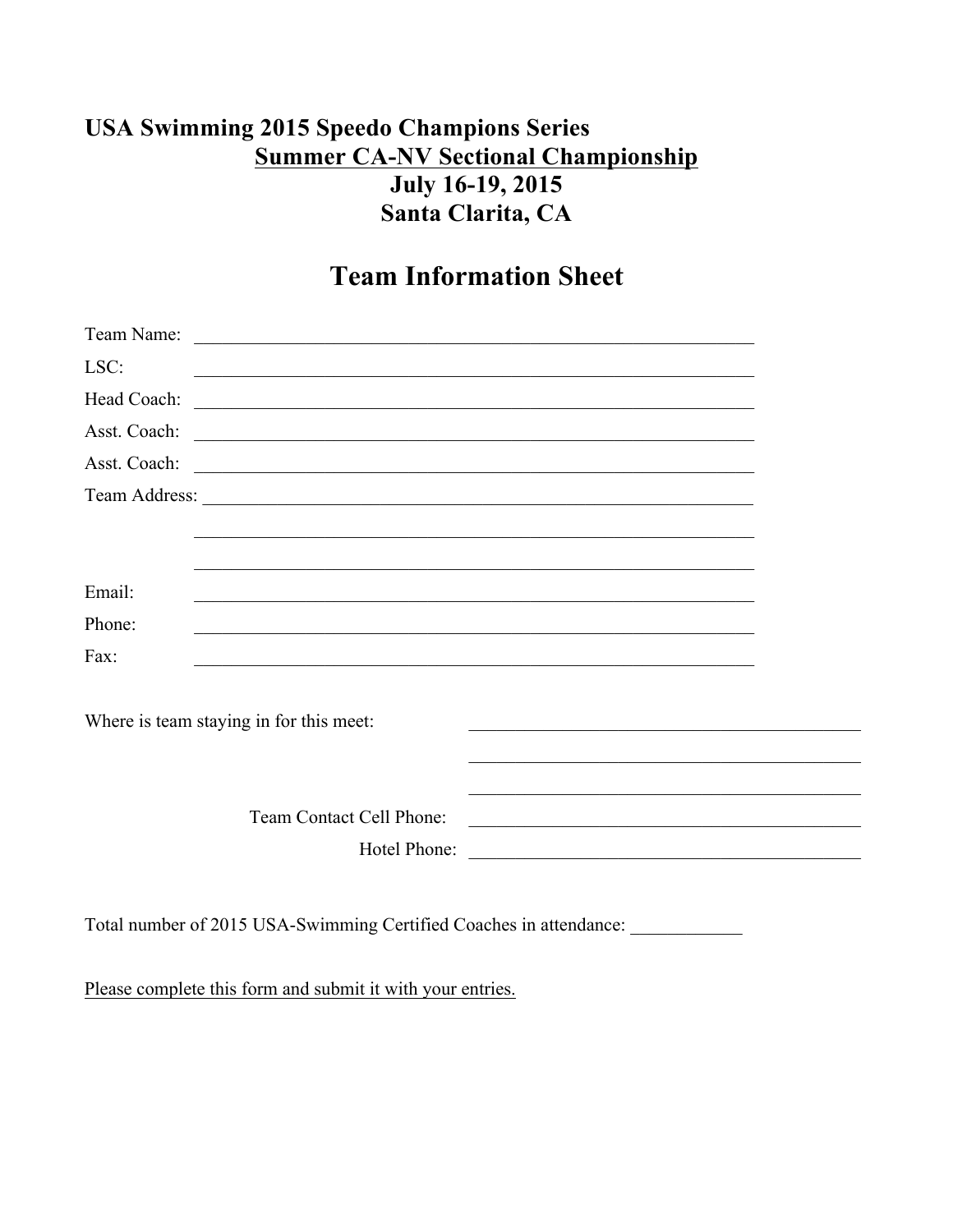**USA Swimming 2015 Speedo Champions Series**

**Summer CA-NV Sectional Championship**

**July 16-19, 2015**

**Santa Clarita, CA**

# Team Information Sheet

Team Name: ______________________________________________________________

LSC: ______________________________________________________________

Head Coach: ______________________________________________________________

Asst. Coach: ______________________________________________________________

Asst. Coach: ______________________________________________________________

Team Address: ______________________________________________________________

______________________________________________________________

______________________________________________________________

Email: ______________________________________________________________

Phone: ______________________________________________________________

Fax: ______________________________________________________________

Where is team staying in for this meet: __________________________________________

__________________________________________

__________________________________________

Team Contact Cell Phone: __________________________________________

Hotel Phone: __________________________________________

Total number of 2015 USA-Swimming Certified Coaches in attendance: ____________

Please complete this form and submit it with your entries.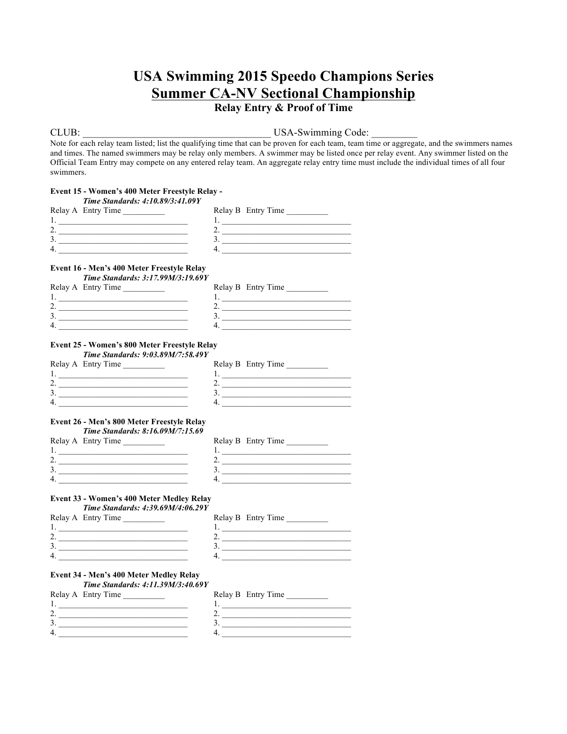# USA Swimming 2015 Speedo Champions Series

## Summer CA-NV Sectional Championship

### Relay Entry & Proof of Time

CLUB: ______________________________________ USA-Swimming Code: _________

Note for each relay team listed; list the qualifying time that can be proven for each team, team time or aggregate, and the swimmers names and times. The named swimmers may be relay only members. A swimmer may be listed once per relay event. Any swimmer listed on the Official Team Entry may compete on any entered relay team. An aggregate relay entry time must include the individual times of all four swimmers.

**Event 15 - Women's 400 Meter Freestyle Relay -**
***Time Standards: 4:10.89/3:41.09Y***

| Relay A Entry Time __________ | Relay B Entry Time __________ |
|---|---|
| 1. ______________________________ | 1. ______________________________ |
| 2. ______________________________ | 2. ______________________________ |
| 3. ______________________________ | 3. ______________________________ |
| 4. ______________________________ | 4. ______________________________ |

**Event 16 - Men's 400 Meter Freestyle Relay**
***Time Standards: 3:17.99M/3:19.69Y***

| Relay A Entry Time __________ | Relay B Entry Time __________ |
|---|---|
| 1. ______________________________ | 1. ______________________________ |
| 2. ______________________________ | 2. ______________________________ |
| 3. ______________________________ | 3. ______________________________ |
| 4. ______________________________ | 4. ______________________________ |

**Event 25 - Women's 800 Meter Freestyle Relay**
***Time Standards: 9:03.89M/7:58.49Y***

| Relay A Entry Time __________ | Relay B Entry Time __________ |
|---|---|
| 1. ______________________________ | 1. ______________________________ |
| 2. ______________________________ | 2. ______________________________ |
| 3. ______________________________ | 3. ______________________________ |
| 4. ______________________________ | 4. ______________________________ |

**Event 26 - Men's 800 Meter Freestyle Relay**
***Time Standards: 8:16.09M/7:15.69***

| Relay A Entry Time __________ | Relay B Entry Time __________ |
|---|---|
| 1. ______________________________ | 1. ______________________________ |
| 2. ______________________________ | 2. ______________________________ |
| 3. ______________________________ | 3. ______________________________ |
| 4. ______________________________ | 4. ______________________________ |

**Event 33 - Women's 400 Meter Medley Relay**
***Time Standards: 4:39.69M/4:06.29Y***

| Relay A Entry Time __________ | Relay B Entry Time __________ |
|---|---|
| 1. ______________________________ | 1. ______________________________ |
| 2. ______________________________ | 2. ______________________________ |
| 3. ______________________________ | 3. ______________________________ |
| 4. ______________________________ | 4. ______________________________ |

**Event 34 - Men's 400 Meter Medley Relay**
***Time Standards: 4:11.39M/3:40.69Y***

| Relay A Entry Time __________ | Relay B Entry Time __________ |
|---|---|
| 1. ______________________________ | 1. ______________________________ |
| 2. ______________________________ | 2. ______________________________ |
| 3. ______________________________ | 3. ______________________________ |
| 4. ______________________________ | 4. ______________________________ |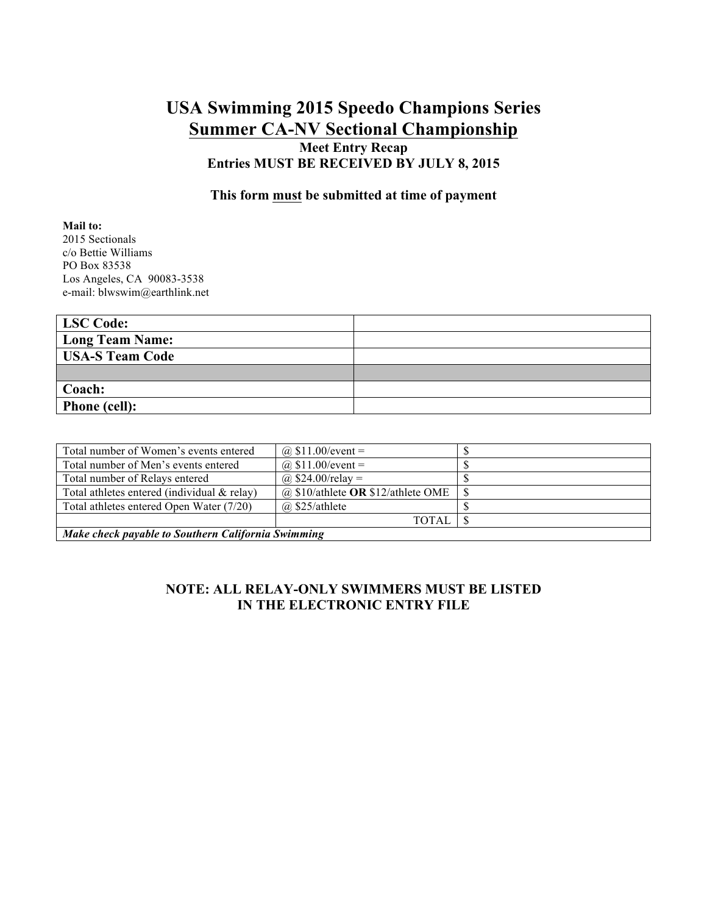# USA Swimming 2015 Speedo Champions Series

## Summer CA-NV Sectional Championship

**Meet Entry Recap**

**Entries MUST BE RECEIVED BY JULY 8, 2015**

**This form must be submitted at time of payment**

**Mail to:**
2015 Sectionals
c/o Bettie Williams
PO Box 83538
Los Angeles, CA 90083-3538
e-mail: blwswim@earthlink.net

| | |
|---|---|
| **LSC Code:** | |
| **Long Team Name:** | |
| **USA-S Team Code** | |
| | |
| **Coach:** | |
| **Phone (cell):** | |

| | | |
|---|---|---|
| Total number of Women's events entered | @ $11.00/event = | $ |
| Total number of Men's events entered | @ $11.00/event = | $ |
| Total number of Relays entered | @ $24.00/relay = | $ |
| Total athletes entered (individual & relay) | @ $10/athlete **OR** $12/athlete OME | $ |
| Total athletes entered Open Water (7/20) | @ $25/athlete | $ |
| | TOTAL | $ |
| ***Make check payable to Southern California Swimming*** | | |

**NOTE: ALL RELAY-ONLY SWIMMERS MUST BE LISTED IN THE ELECTRONIC ENTRY FILE**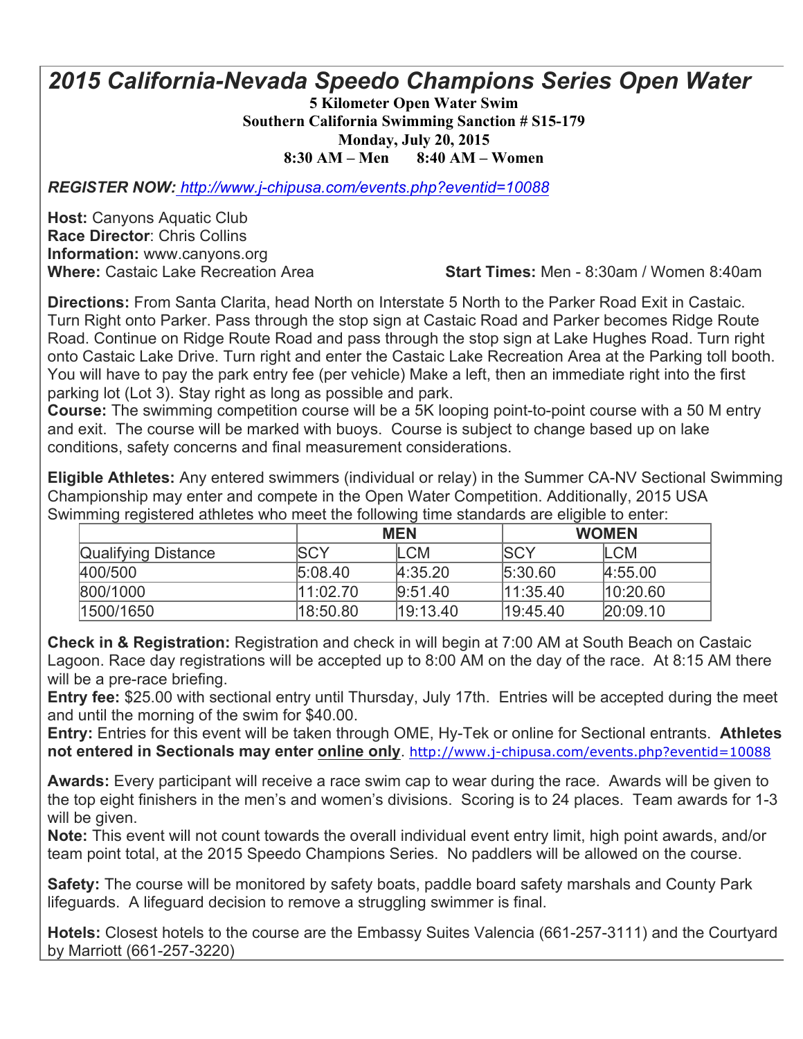# *2015 California-Nevada Speedo Champions Series Open Water*

**5 Kilometer Open Water Swim**
**Southern California Swimming Sanction # S15-179**
**Monday, July 20, 2015**
**8:30 AM – Men 8:40 AM – Women**

***REGISTER NOW:*** *http://www.j-chipusa.com/events.php?eventid=10088*

**Host:** Canyons Aquatic Club
**Race Director**: Chris Collins
**Information:** www.canyons.org
**Where:** Castaic Lake Recreation Area **Start Times:** Men - 8:30am / Women 8:40am

**Directions:** From Santa Clarita, head North on Interstate 5 North to the Parker Road Exit in Castaic. Turn Right onto Parker. Pass through the stop sign at Castaic Road and Parker becomes Ridge Route Road. Continue on Ridge Route Road and pass through the stop sign at Lake Hughes Road. Turn right onto Castaic Lake Drive. Turn right and enter the Castaic Lake Recreation Area at the Parking toll booth. You will have to pay the park entry fee (per vehicle) Make a left, then an immediate right into the first parking lot (Lot 3). Stay right as long as possible and park.

**Course:** The swimming competition course will be a 5K looping point-to-point course with a 50 M entry and exit. The course will be marked with buoys. Course is subject to change based up on lake conditions, safety concerns and final measurement considerations.

**Eligible Athletes:** Any entered swimmers (individual or relay) in the Summer CA-NV Sectional Swimming Championship may enter and compete in the Open Water Competition. Additionally, 2015 USA Swimming registered athletes who meet the following time standards are eligible to enter:

| | MEN | | WOMEN | |
|---|---|---|---|---|
| Qualifying Distance | SCY | LCM | SCY | LCM |
| 400/500 | 5:08.40 | 4:35.20 | 5:30.60 | 4:55.00 |
| 800/1000 | 11:02.70 | 9:51.40 | 11:35.40 | 10:20.60 |
| 1500/1650 | 18:50.80 | 19:13.40 | 19:45.40 | 20:09.10 |

**Check in & Registration:** Registration and check in will begin at 7:00 AM at South Beach on Castaic Lagoon. Race day registrations will be accepted up to 8:00 AM on the day of the race. At 8:15 AM there will be a pre-race briefing.

**Entry fee:** $25.00 with sectional entry until Thursday, July 17th. Entries will be accepted during the meet and until the morning of the swim for $40.00.

**Entry:** Entries for this event will be taken through OME, Hy-Tek or online for Sectional entrants. **Athletes not entered in Sectionals may enter online only**. http://www.j-chipusa.com/events.php?eventid=10088

**Awards:** Every participant will receive a race swim cap to wear during the race. Awards will be given to the top eight finishers in the men's and women's divisions. Scoring is to 24 places. Team awards for 1-3 will be given.

**Note:** This event will not count towards the overall individual event entry limit, high point awards, and/or team point total, at the 2015 Speedo Champions Series. No paddlers will be allowed on the course.

**Safety:** The course will be monitored by safety boats, paddle board safety marshals and County Park lifeguards. A lifeguard decision to remove a struggling swimmer is final.

**Hotels:** Closest hotels to the course are the Embassy Suites Valencia (661-257-3111) and the Courtyard by Marriott (661-257-3220)